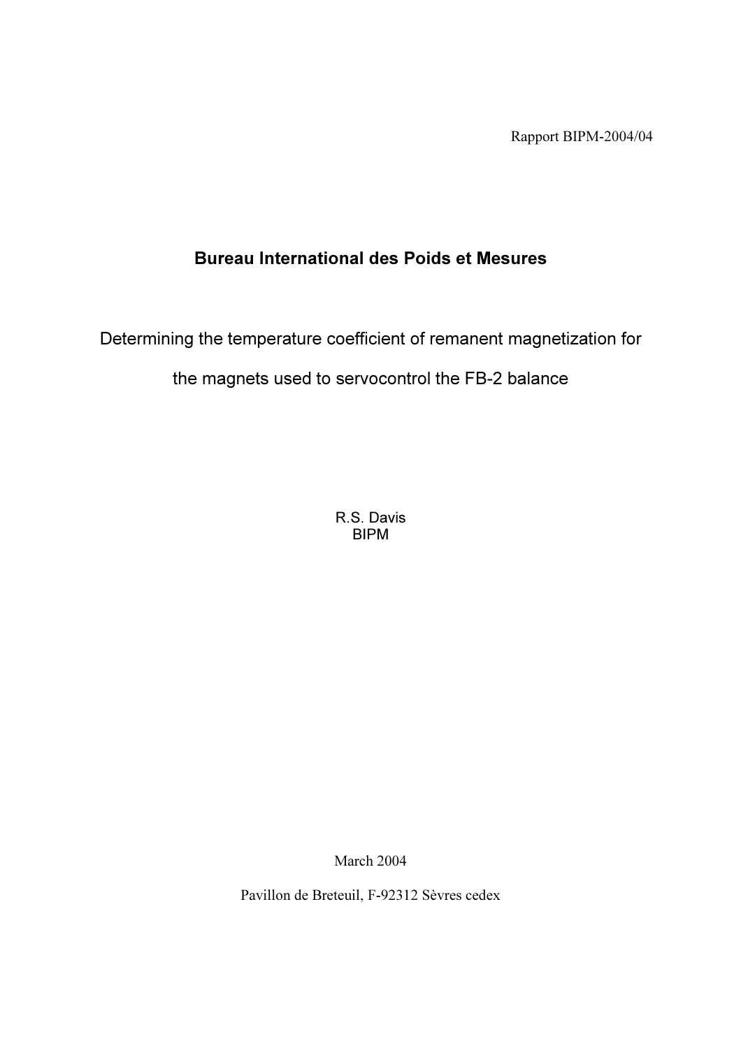Rapport BIPM-2004/04

# Bureau International des Poids et Mesures

## Determining the temperature coefficient of remanent magnetization for the magnets used to servocontrol the FB-2 balance

R.S. Davis
BIPM

March 2004

Pavillon de Breteuil, F-92312 Sèvres cedex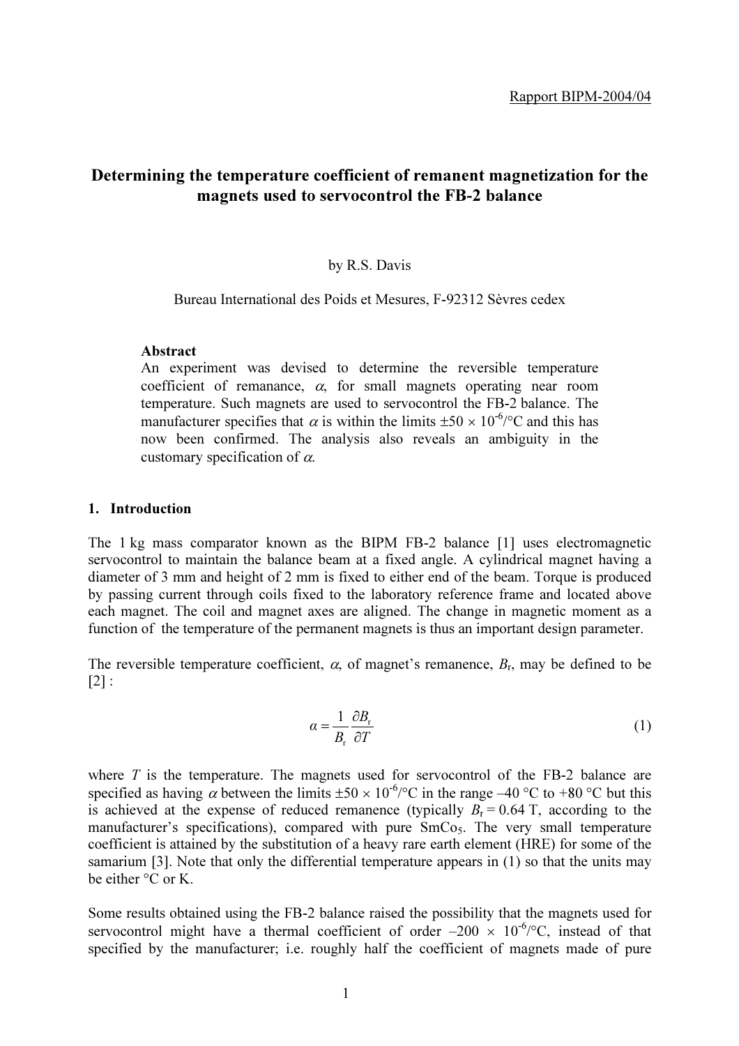Rapport BIPM-2004/04

# Determining the temperature coefficient of remanent magnetization for the magnets used to servocontrol the FB-2 balance

by R.S. Davis

Bureau International des Poids et Mesures, F-92312 Sèvres cedex

**Abstract**

An experiment was devised to determine the reversible temperature coefficient of remanance, $\alpha$, for small magnets operating near room temperature. Such magnets are used to servocontrol the FB-2 balance. The manufacturer specifies that $\alpha$ is within the limits $\pm 50 \times 10^{-6}$/°C and this has now been confirmed. The analysis also reveals an ambiguity in the customary specification of $\alpha$.

## 1. Introduction

The 1 kg mass comparator known as the BIPM FB-2 balance [1] uses electromagnetic servocontrol to maintain the balance beam at a fixed angle. A cylindrical magnet having a diameter of 3 mm and height of 2 mm is fixed to either end of the beam. Torque is produced by passing current through coils fixed to the laboratory reference frame and located above each magnet. The coil and magnet axes are aligned. The change in magnetic moment as a function of the temperature of the permanent magnets is thus an important design parameter.

The reversible temperature coefficient, $\alpha$, of magnet's remanence, $B_r$, may be defined to be [2] :

$$\alpha = \frac{1}{B_r} \frac{\partial B_r}{\partial T} \tag{1}$$

where $T$ is the temperature. The magnets used for servocontrol of the FB-2 balance are specified as having $\alpha$ between the limits $\pm 50 \times 10^{-6}$/°C in the range –40 °C to +80 °C but this is achieved at the expense of reduced remanence (typically $B_r = 0.64$ T, according to the manufacturer's specifications), compared with pure $SmCo_5$. The very small temperature coefficient is attained by the substitution of a heavy rare earth element (HRE) for some of the samarium [3]. Note that only the differential temperature appears in (1) so that the units may be either °C or K.

Some results obtained using the FB-2 balance raised the possibility that the magnets used for servocontrol might have a thermal coefficient of order $-200 \times 10^{-6}$/°C, instead of that specified by the manufacturer; i.e. roughly half the coefficient of magnets made of pure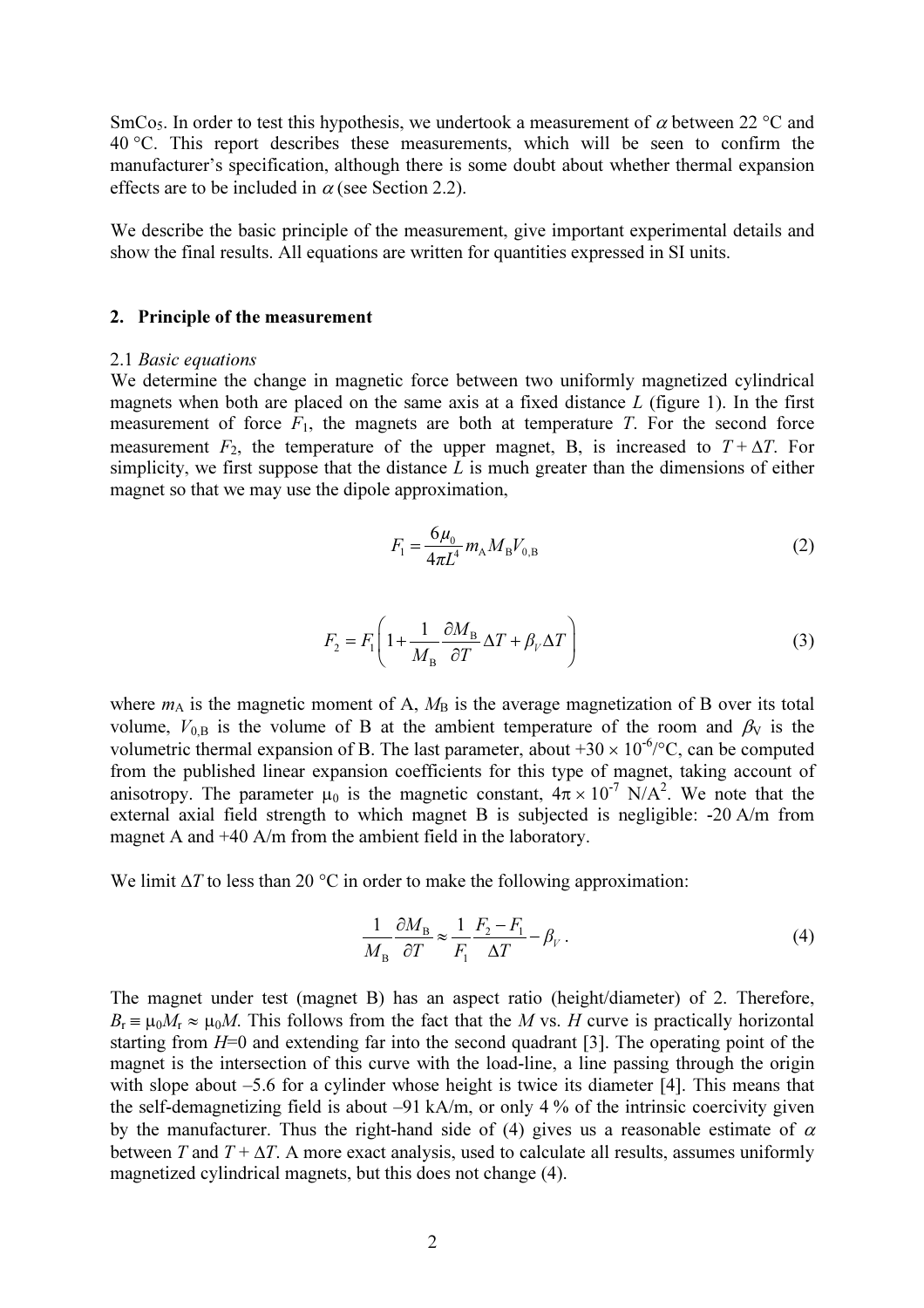SmCo$_5$. In order to test this hypothesis, we undertook a measurement of $\alpha$ between 22 °C and 40 °C. This report describes these measurements, which will be seen to confirm the manufacturer's specification, although there is some doubt about whether thermal expansion effects are to be included in $\alpha$ (see Section 2.2).

We describe the basic principle of the measurement, give important experimental details and show the final results. All equations are written for quantities expressed in SI units.

## 2. Principle of the measurement

### 2.1 *Basic equations*

We determine the change in magnetic force between two uniformly magnetized cylindrical magnets when both are placed on the same axis at a fixed distance $L$ (figure 1). In the first measurement of force $F_1$, the magnets are both at temperature $T$. For the second force measurement $F_2$, the temperature of the upper magnet, B, is increased to $T + \Delta T$. For simplicity, we first suppose that the distance $L$ is much greater than the dimensions of either magnet so that we may use the dipole approximation,

$$F_1 = \frac{6\mu_0}{4\pi L^4} m_{\mathrm{A}} M_{\mathrm{B}} V_{0,\mathrm{B}} \tag{2}$$

$$F_2 = F_1 \left( 1 + \frac{1}{M_{\mathrm{B}}} \frac{\partial M_{\mathrm{B}}}{\partial T} \Delta T + \beta_V \Delta T \right) \tag{3}$$

where $m_{\mathrm{A}}$ is the magnetic moment of A, $M_{\mathrm{B}}$ is the average magnetization of B over its total volume, $V_{0,\mathrm{B}}$ is the volume of B at the ambient temperature of the room and $\beta_{\mathrm{V}}$ is the volumetric thermal expansion of B. The last parameter, about $+30 \times 10^{-6}$/°C, can be computed from the published linear expansion coefficients for this type of magnet, taking account of anisotropy. The parameter $\mu_0$ is the magnetic constant, $4\pi \times 10^{-7}$ N/A$^2$. We note that the external axial field strength to which magnet B is subjected is negligible: -20 A/m from magnet A and +40 A/m from the ambient field in the laboratory.

We limit $\Delta T$ to less than 20 °C in order to make the following approximation:

$$\frac{1}{M_{\mathrm{B}}} \frac{\partial M_{\mathrm{B}}}{\partial T} \approx \frac{1}{F_1} \frac{F_2 - F_1}{\Delta T} - \beta_V \,. \tag{4}$$

The magnet under test (magnet B) has an aspect ratio (height/diameter) of 2. Therefore, $B_{\mathrm{r}} \equiv \mu_0 M_{\mathrm{r}} \approx \mu_0 M$. This follows from the fact that the $M$ vs. $H$ curve is practically horizontal starting from $H$=0 and extending far into the second quadrant [3]. The operating point of the magnet is the intersection of this curve with the load-line, a line passing through the origin with slope about –5.6 for a cylinder whose height is twice its diameter [4]. This means that the self-demagnetizing field is about –91 kA/m, or only 4 % of the intrinsic coercivity given by the manufacturer. Thus the right-hand side of (4) gives us a reasonable estimate of $\alpha$ between $T$ and $T + \Delta T$. A more exact analysis, used to calculate all results, assumes uniformly magnetized cylindrical magnets, but this does not change (4).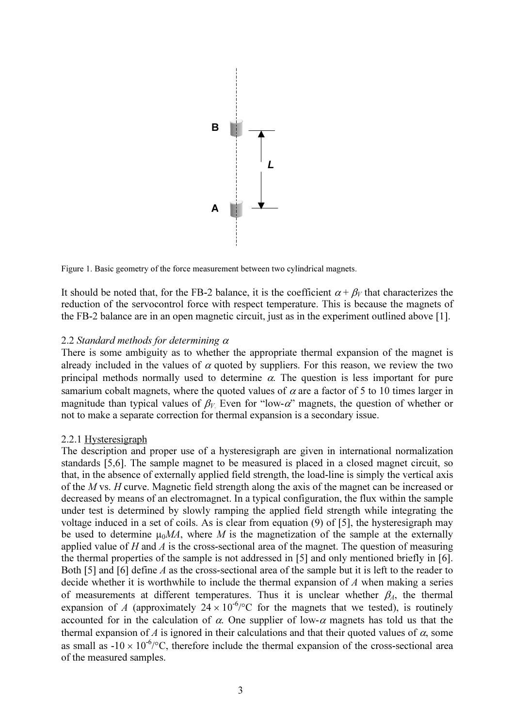Figure 1. Basic geometry of the force measurement between two cylindrical magnets.

It should be noted that, for the FB-2 balance, it is the coefficient $\alpha + \beta_V$ that characterizes the reduction of the servocontrol force with respect temperature. This is because the magnets of the FB-2 balance are in an open magnetic circuit, just as in the experiment outlined above [1].

### 2.2 *Standard methods for determining* $\alpha$

There is some ambiguity as to whether the appropriate thermal expansion of the magnet is already included in the values of $\alpha$ quoted by suppliers. For this reason, we review the two principal methods normally used to determine $\alpha$. The question is less important for pure samarium cobalt magnets, where the quoted values of $\alpha$ are a factor of 5 to 10 times larger in magnitude than typical values of $\beta_V$. Even for "low-$\alpha$" magnets, the question of whether or not to make a separate correction for thermal expansion is a secondary issue.

#### 2.2.1 Hysteresigraph

The description and proper use of a hysteresigraph are given in international normalization standards [5,6]. The sample magnet to be measured is placed in a closed magnet circuit, so that, in the absence of externally applied field strength, the load-line is simply the vertical axis of the $M$ vs. $H$ curve. Magnetic field strength along the axis of the magnet can be increased or decreased by means of an electromagnet. In a typical configuration, the flux within the sample under test is determined by slowly ramping the applied field strength while integrating the voltage induced in a set of coils. As is clear from equation (9) of [5], the hysteresigraph may be used to determine $\mu_0 MA$, where $M$ is the magnetization of the sample at the externally applied value of $H$ and $A$ is the cross-sectional area of the magnet. The question of measuring the thermal properties of the sample is not addressed in [5] and only mentioned briefly in [6]. Both [5] and [6] define $A$ as the cross-sectional area of the sample but it is left to the reader to decide whether it is worthwhile to include the thermal expansion of $A$ when making a series of measurements at different temperatures. Thus it is unclear whether $\beta_A$, the thermal expansion of $A$ (approximately $24 \times 10^{-6}$/°C for the magnets that we tested), is routinely accounted for in the calculation of $\alpha$. One supplier of low-$\alpha$ magnets has told us that the thermal expansion of $A$ is ignored in their calculations and that their quoted values of $\alpha$, some as small as $-10 \times 10^{-6}$/°C, therefore include the thermal expansion of the cross-sectional area of the measured samples.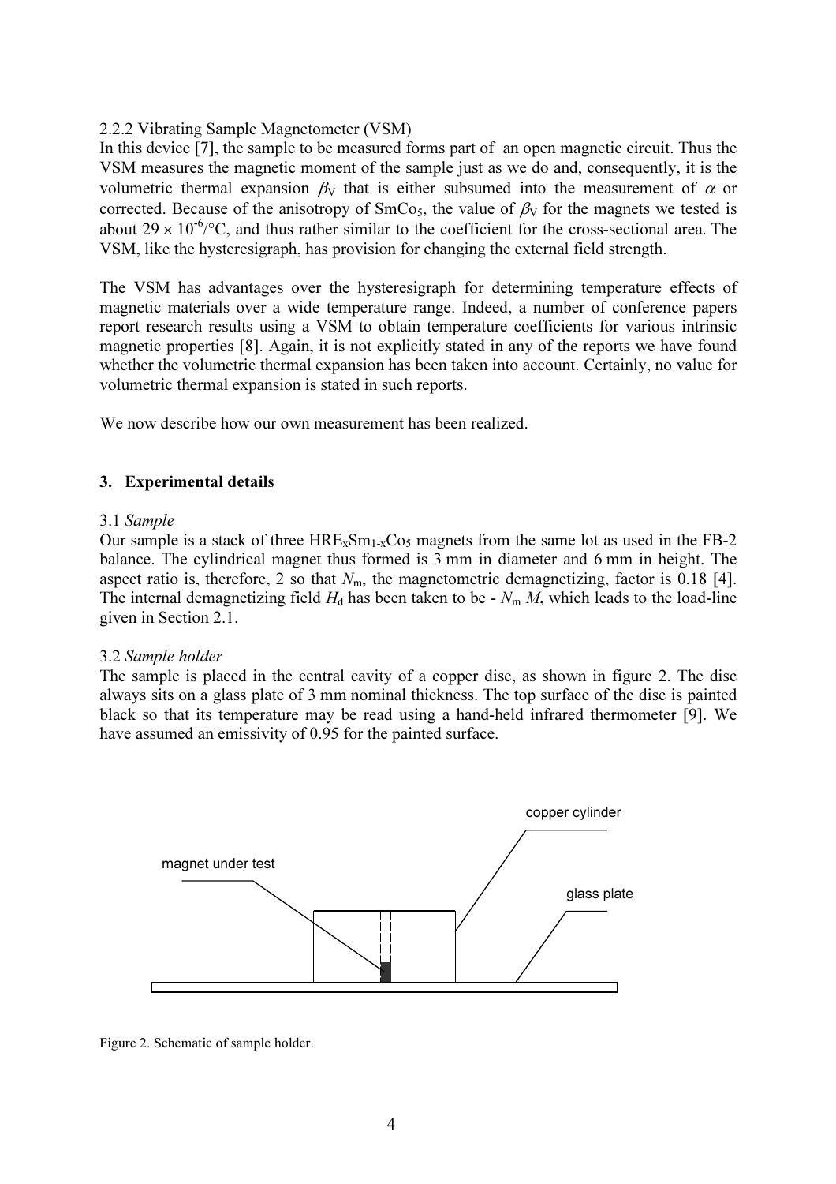2.2.2 Vibrating Sample Magnetometer (VSM)

In this device [7], the sample to be measured forms part of an open magnetic circuit. Thus the VSM measures the magnetic moment of the sample just as we do and, consequently, it is the volumetric thermal expansion $\beta_V$ that is either subsumed into the measurement of $\alpha$ or corrected. Because of the anisotropy of $SmCo_5$, the value of $\beta_V$ for the magnets we tested is about $29 \times 10^{-6}/°C$, and thus rather similar to the coefficient for the cross-sectional area. The VSM, like the hysteresigraph, has provision for changing the external field strength.

The VSM has advantages over the hysteresigraph for determining temperature effects of magnetic materials over a wide temperature range. Indeed, a number of conference papers report research results using a VSM to obtain temperature coefficients for various intrinsic magnetic properties [8]. Again, it is not explicitly stated in any of the reports we have found whether the volumetric thermal expansion has been taken into account. Certainly, no value for volumetric thermal expansion is stated in such reports.

We now describe how our own measurement has been realized.

## 3. Experimental details

### 3.1 *Sample*

Our sample is a stack of three $HRE_xSm_{1-x}Co_5$ magnets from the same lot as used in the FB-2 balance. The cylindrical magnet thus formed is 3 mm in diameter and 6 mm in height. The aspect ratio is, therefore, 2 so that $N_m$, the magnetometric demagnetizing, factor is 0.18 [4]. The internal demagnetizing field $H_d$ has been taken to be - $N_m M$, which leads to the load-line given in Section 2.1.

### 3.2 *Sample holder*

The sample is placed in the central cavity of a copper disc, as shown in figure 2. The disc always sits on a glass plate of 3 mm nominal thickness. The top surface of the disc is painted black so that its temperature may be read using a hand-held infrared thermometer [9]. We have assumed an emissivity of 0.95 for the painted surface.

magnet under test

copper cylinder

glass plate

Figure 2. Schematic of sample holder.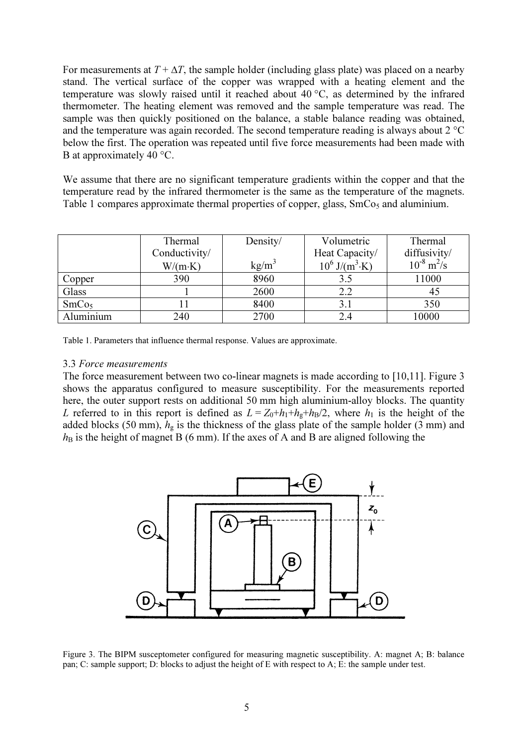For measurements at $T + \Delta T$, the sample holder (including glass plate) was placed on a nearby stand. The vertical surface of the copper was wrapped with a heating element and the temperature was slowly raised until it reached about 40 °C, as determined by the infrared thermometer. The heating element was removed and the sample temperature was read. The sample was then quickly positioned on the balance, a stable balance reading was obtained, and the temperature was again recorded. The second temperature reading is always about 2 °C below the first. The operation was repeated until five force measurements had been made with B at approximately 40 °C.

We assume that there are no significant temperature gradients within the copper and that the temperature read by the infrared thermometer is the same as the temperature of the magnets. Table 1 compares approximate thermal properties of copper, glass, $SmCo_5$ and aluminium.

| | Thermal Conductivity/ W/(m·K) | Density/ kg/m$^3$ | Volumetric Heat Capacity/ $10^6$ J/(m$^3$·K) | Thermal diffusivity/ $10^{-8}$ m$^2$/s |
|---|---|---|---|---|
| Copper | 390 | 8960 | 3.5 | 11000 |
| Glass | 1 | 2600 | 2.2 | 45 |
| $SmCo_5$ | 11 | 8400 | 3.1 | 350 |
| Aluminium | 240 | 2700 | 2.4 | 10000 |

Table 1. Parameters that influence thermal response. Values are approximate.

### 3.3 *Force measurements*

The force measurement between two co-linear magnets is made according to [10,11]. Figure 3 shows the apparatus configured to measure susceptibility. For the measurements reported here, the outer support rests on additional 50 mm high aluminium-alloy blocks. The quantity $L$ referred to in this report is defined as $L = Z_0+h_1+h_g+h_B/2$, where $h_1$ is the height of the added blocks (50 mm), $h_g$ is the thickness of the glass plate of the sample holder (3 mm) and $h_B$ is the height of magnet B (6 mm). If the axes of A and B are aligned following the

Figure 3. The BIPM susceptometer configured for measuring magnetic susceptibility. A: magnet A; B: balance pan; C: sample support; D: blocks to adjust the height of E with respect to A; E: the sample under test.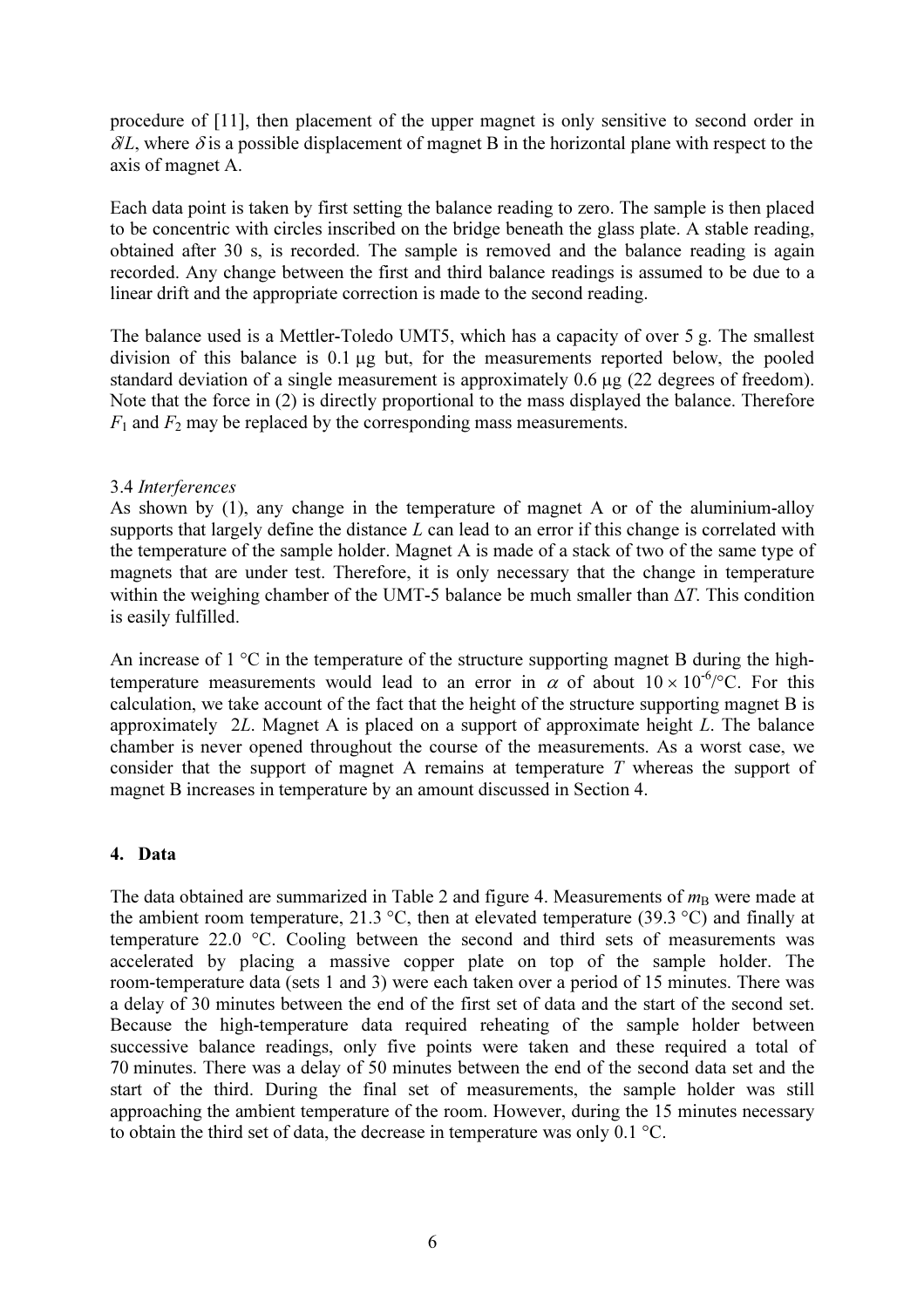procedure of [11], then placement of the upper magnet is only sensitive to second order in $\delta/L$, where $\delta$ is a possible displacement of magnet B in the horizontal plane with respect to the axis of magnet A.

Each data point is taken by first setting the balance reading to zero. The sample is then placed to be concentric with circles inscribed on the bridge beneath the glass plate. A stable reading, obtained after 30 s, is recorded. The sample is removed and the balance reading is again recorded. Any change between the first and third balance readings is assumed to be due to a linear drift and the appropriate correction is made to the second reading.

The balance used is a Mettler-Toledo UMT5, which has a capacity of over 5 g. The smallest division of this balance is 0.1 µg but, for the measurements reported below, the pooled standard deviation of a single measurement is approximately 0.6 µg (22 degrees of freedom). Note that the force in (2) is directly proportional to the mass displayed the balance. Therefore $F_1$ and $F_2$ may be replaced by the corresponding mass measurements.

### 3.4 *Interferences*

As shown by (1), any change in the temperature of magnet A or of the aluminium-alloy supports that largely define the distance $L$ can lead to an error if this change is correlated with the temperature of the sample holder. Magnet A is made of a stack of two of the same type of magnets that are under test. Therefore, it is only necessary that the change in temperature within the weighing chamber of the UMT-5 balance be much smaller than $\Delta T$. This condition is easily fulfilled.

An increase of 1 °C in the temperature of the structure supporting magnet B during the high-temperature measurements would lead to an error in $\alpha$ of about $10 \times 10^{-6}$/°C. For this calculation, we take account of the fact that the height of the structure supporting magnet B is approximately $2L$. Magnet A is placed on a support of approximate height $L$. The balance chamber is never opened throughout the course of the measurements. As a worst case, we consider that the support of magnet A remains at temperature $T$ whereas the support of magnet B increases in temperature by an amount discussed in Section 4.

## 4. Data

The data obtained are summarized in Table 2 and figure 4. Measurements of $m_B$ were made at the ambient room temperature, 21.3 °C, then at elevated temperature (39.3 °C) and finally at temperature 22.0 °C. Cooling between the second and third sets of measurements was accelerated by placing a massive copper plate on top of the sample holder. The room-temperature data (sets 1 and 3) were each taken over a period of 15 minutes. There was a delay of 30 minutes between the end of the first set of data and the start of the second set. Because the high-temperature data required reheating of the sample holder between successive balance readings, only five points were taken and these required a total of 70 minutes. There was a delay of 50 minutes between the end of the second data set and the start of the third. During the final set of measurements, the sample holder was still approaching the ambient temperature of the room. However, during the 15 minutes necessary to obtain the third set of data, the decrease in temperature was only 0.1 °C.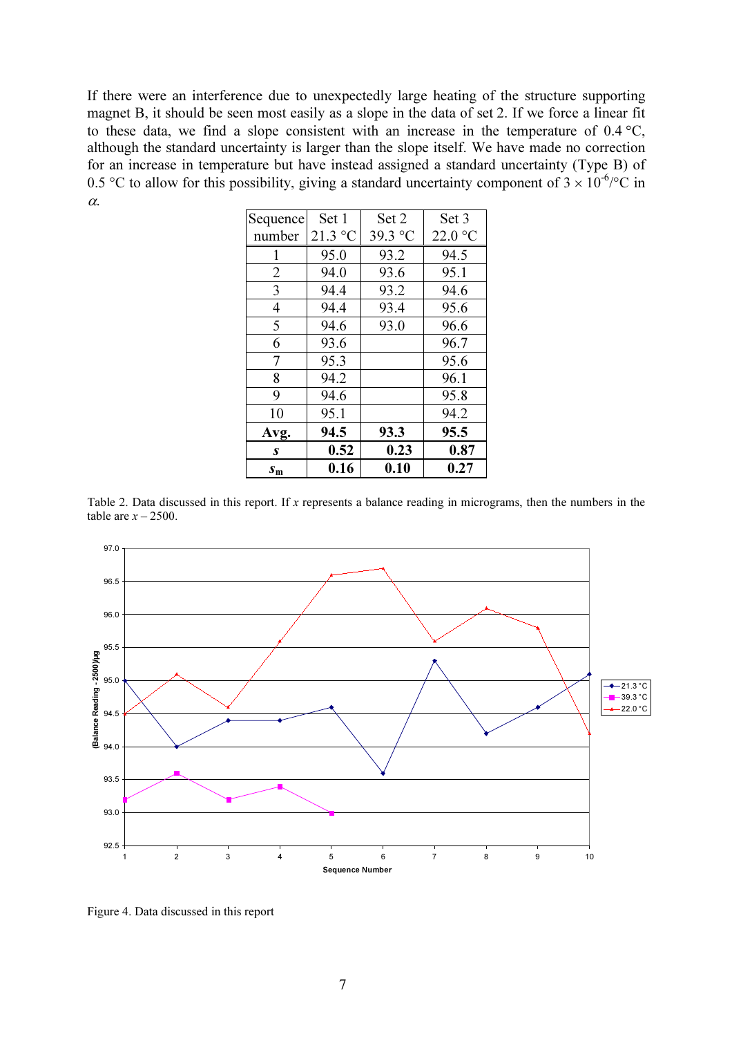If there were an interference due to unexpectedly large heating of the structure supporting magnet B, it should be seen most easily as a slope in the data of set 2. If we force a linear fit to these data, we find a slope consistent with an increase in the temperature of 0.4 °C, although the standard uncertainty is larger than the slope itself. We have made no correction for an increase in temperature but have instead assigned a standard uncertainty (Type B) of 0.5 °C to allow for this possibility, giving a standard uncertainty component of $3 \times 10^{-6}$/°C in $\alpha$.

| Sequence number | Set 1 21.3 °C | Set 2 39.3 °C | Set 3 22.0 °C |
|---|---|---|---|
| 1 | 95.0 | 93.2 | 94.5 |
| 2 | 94.0 | 93.6 | 95.1 |
| 3 | 94.4 | 93.2 | 94.6 |
| 4 | 94.4 | 93.4 | 95.6 |
| 5 | 94.6 | 93.0 | 96.6 |
| 6 | 93.6 | | 96.7 |
| 7 | 95.3 | | 95.6 |
| 8 | 94.2 | | 96.1 |
| 9 | 94.6 | | 95.8 |
| 10 | 95.1 | | 94.2 |
| **Avg.** | **94.5** | **93.3** | **95.5** |
| $\boldsymbol{s}$ | **0.52** | **0.23** | **0.87** |
| $\boldsymbol{s_m}$ | **0.16** | **0.10** | **0.27** |

Table 2. Data discussed in this report. If $x$ represents a balance reading in micrograms, then the numbers in the table are $x - 2500$.

Figure 4. Data discussed in this report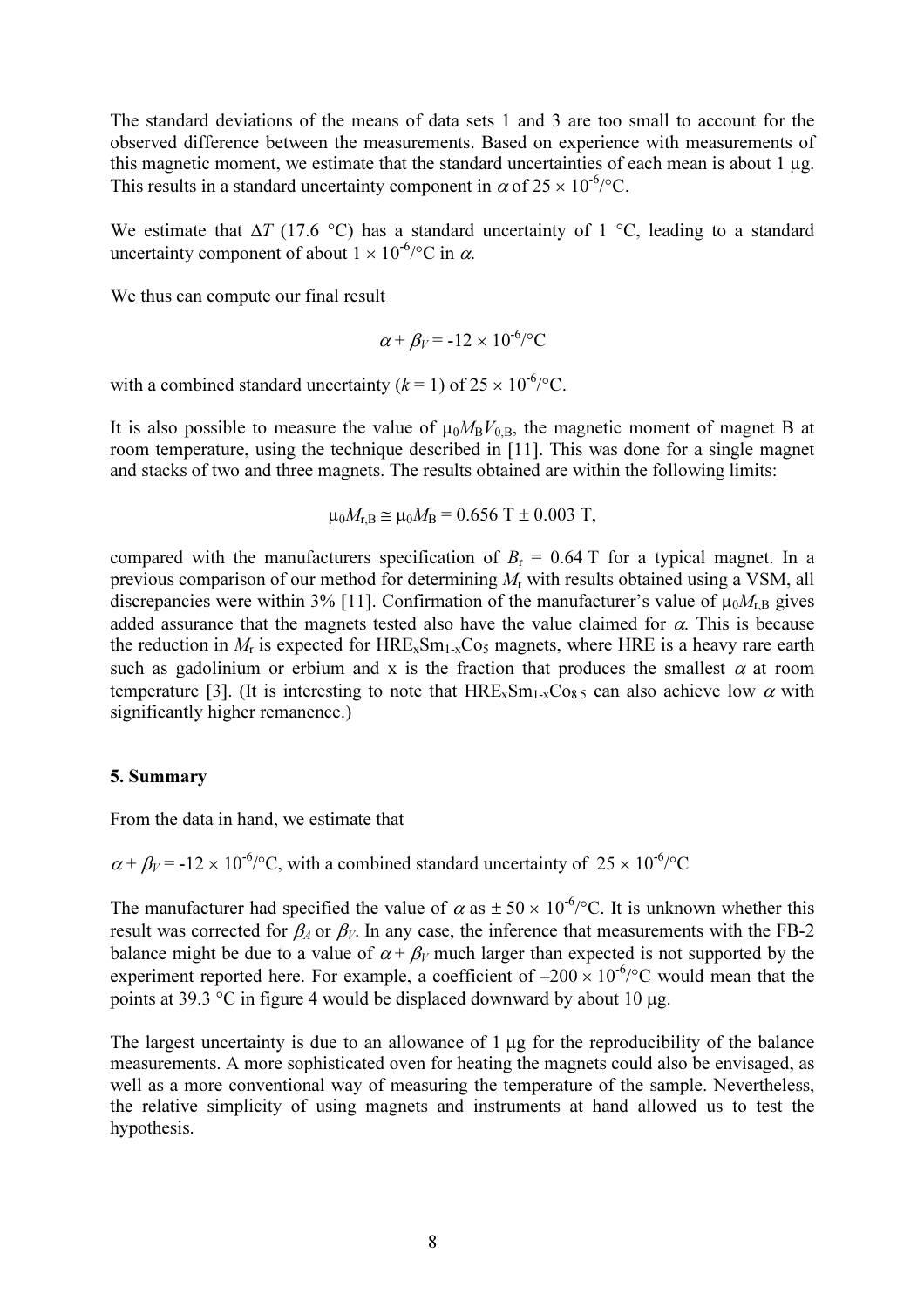The standard deviations of the means of data sets 1 and 3 are too small to account for the observed difference between the measurements. Based on experience with measurements of this magnetic moment, we estimate that the standard uncertainties of each mean is about 1 μg. This results in a standard uncertainty component in $\alpha$ of $25 \times 10^{-6}$/°C.

We estimate that $\Delta T$ (17.6 °C) has a standard uncertainty of 1 °C, leading to a standard uncertainty component of about $1 \times 10^{-6}$/°C in $\alpha$.

We thus can compute our final result

$$\alpha + \beta_V = -12 \times 10^{-6}/°\text{C}$$

with a combined standard uncertainty ($k = 1$) of $25 \times 10^{-6}$/°C.

It is also possible to measure the value of $\mu_0 M_B V_{0,B}$, the magnetic moment of magnet B at room temperature, using the technique described in [11]. This was done for a single magnet and stacks of two and three magnets. The results obtained are within the following limits:

$$\mu_0 M_{r,B} \cong \mu_0 M_B = 0.656 \text{ T} \pm 0.003 \text{ T},$$

compared with the manufacturers specification of $B_r = 0.64$ T for a typical magnet. In a previous comparison of our method for determining $M_r$ with results obtained using a VSM, all discrepancies were within 3% [11]. Confirmation of the manufacturer's value of $\mu_0 M_{r,B}$ gives added assurance that the magnets tested also have the value claimed for $\alpha$. This is because the reduction in $M_r$ is expected for $HRE_xSm_{1-x}Co_5$ magnets, where HRE is a heavy rare earth such as gadolinium or erbium and x is the fraction that produces the smallest $\alpha$ at room temperature [3]. (It is interesting to note that $HRE_xSm_{1-x}Co_{8.5}$ can also achieve low $\alpha$ with significantly higher remanence.)

## 5. Summary

From the data in hand, we estimate that

$\alpha + \beta_V = -12 \times 10^{-6}$/°C, with a combined standard uncertainty of $25 \times 10^{-6}$/°C

The manufacturer had specified the value of $\alpha$ as $\pm 50 \times 10^{-6}$/°C. It is unknown whether this result was corrected for $\beta_A$ or $\beta_V$. In any case, the inference that measurements with the FB-2 balance might be due to a value of $\alpha + \beta_V$ much larger than expected is not supported by the experiment reported here. For example, a coefficient of $-200 \times 10^{-6}$/°C would mean that the points at 39.3 °C in figure 4 would be displaced downward by about 10 μg.

The largest uncertainty is due to an allowance of 1 μg for the reproducibility of the balance measurements. A more sophisticated oven for heating the magnets could also be envisaged, as well as a more conventional way of measuring the temperature of the sample. Nevertheless, the relative simplicity of using magnets and instruments at hand allowed us to test the hypothesis.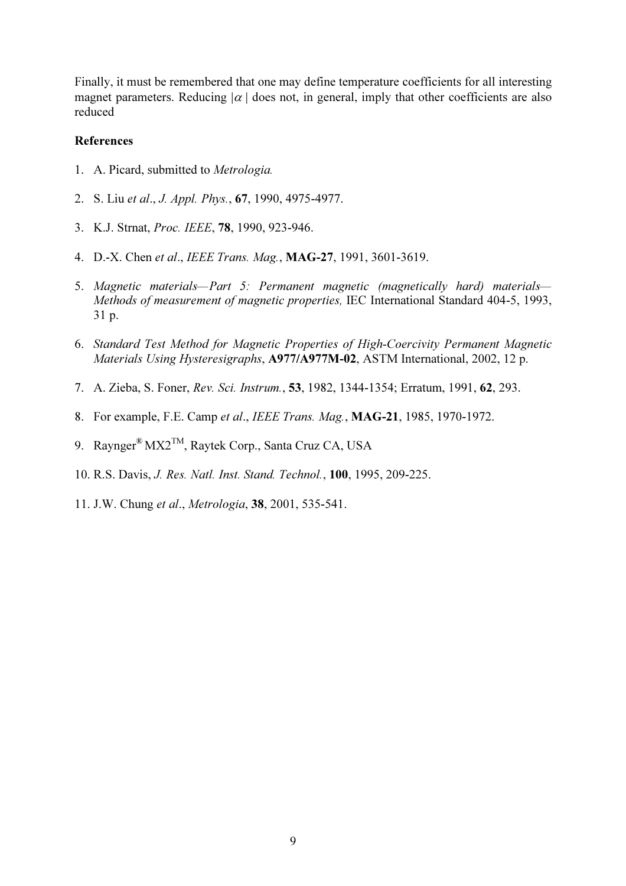Finally, it must be remembered that one may define temperature coefficients for all interesting magnet parameters. Reducing $|\alpha|$ does not, in general, imply that other coefficients are also reduced

**References**

1. A. Picard, submitted to *Metrologia.*
2. S. Liu *et al*., *J. Appl. Phys.*, **67**, 1990, 4975-4977.
3. K.J. Strnat, *Proc. IEEE*, **78**, 1990, 923-946.
4. D.-X. Chen *et al*., *IEEE Trans. Mag.*, **MAG-27**, 1991, 3601-3619.
5. *Magnetic materials—Part 5: Permanent magnetic (magnetically hard) materials—Methods of measurement of magnetic properties,* IEC International Standard 404-5, 1993, 31 p.
6. *Standard Test Method for Magnetic Properties of High-Coercivity Permanent Magnetic Materials Using Hysteresigraphs*, **A977/A977M-02**, ASTM International, 2002, 12 p.
7. A. Zieba, S. Foner, *Rev. Sci. Instrum.*, **53**, 1982, 1344-1354; Erratum, 1991, **62**, 293.
8. For example, F.E. Camp *et al*., *IEEE Trans. Mag.*, **MAG-21**, 1985, 1970-1972.
9. Raynger® MX2™, Raytek Corp., Santa Cruz CA, USA
10. R.S. Davis, *J. Res. Natl. Inst. Stand. Technol.*, **100**, 1995, 209-225.
11. J.W. Chung *et al*., *Metrologia*, **38**, 2001, 535-541.